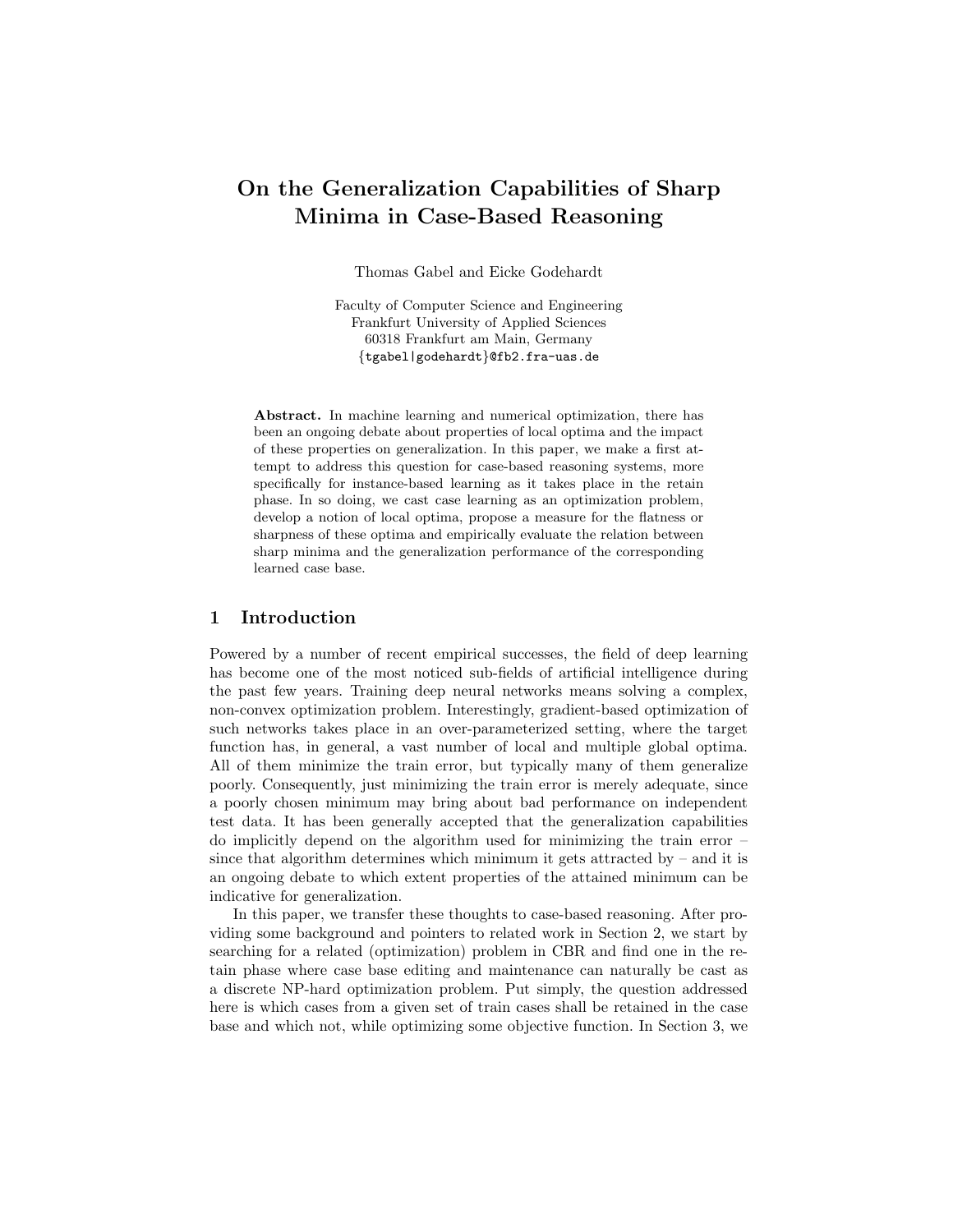# On the Generalization Capabilities of Sharp Minima in Case-Based Reasoning

Thomas Gabel and Eicke Godehardt

Faculty of Computer Science and Engineering
Frankfurt University of Applied Sciences
60318 Frankfurt am Main, Germany
{tgabel|godehardt}@fb2.fra-uas.de

**Abstract.** In machine learning and numerical optimization, there has been an ongoing debate about properties of local optima and the impact of these properties on generalization. In this paper, we make a first attempt to address this question for case-based reasoning systems, more specifically for instance-based learning as it takes place in the retain phase. In so doing, we cast case learning as an optimization problem, develop a notion of local optima, propose a measure for the flatness or sharpness of these optima and empirically evaluate the relation between sharp minima and the generalization performance of the corresponding learned case base.

## 1 Introduction

Powered by a number of recent empirical successes, the field of deep learning has become one of the most noticed sub-fields of artificial intelligence during the past few years. Training deep neural networks means solving a complex, non-convex optimization problem. Interestingly, gradient-based optimization of such networks takes place in an over-parameterized setting, where the target function has, in general, a vast number of local and multiple global optima. All of them minimize the train error, but typically many of them generalize poorly. Consequently, just minimizing the train error is merely adequate, since a poorly chosen minimum may bring about bad performance on independent test data. It has been generally accepted that the generalization capabilities do implicitly depend on the algorithm used for minimizing the train error – since that algorithm determines which minimum it gets attracted by – and it is an ongoing debate to which extent properties of the attained minimum can be indicative for generalization.

In this paper, we transfer these thoughts to case-based reasoning. After providing some background and pointers to related work in Section 2, we start by searching for a related (optimization) problem in CBR and find one in the retain phase where case base editing and maintenance can naturally be cast as a discrete NP-hard optimization problem. Put simply, the question addressed here is which cases from a given set of train cases shall be retained in the case base and which not, while optimizing some objective function. In Section 3, we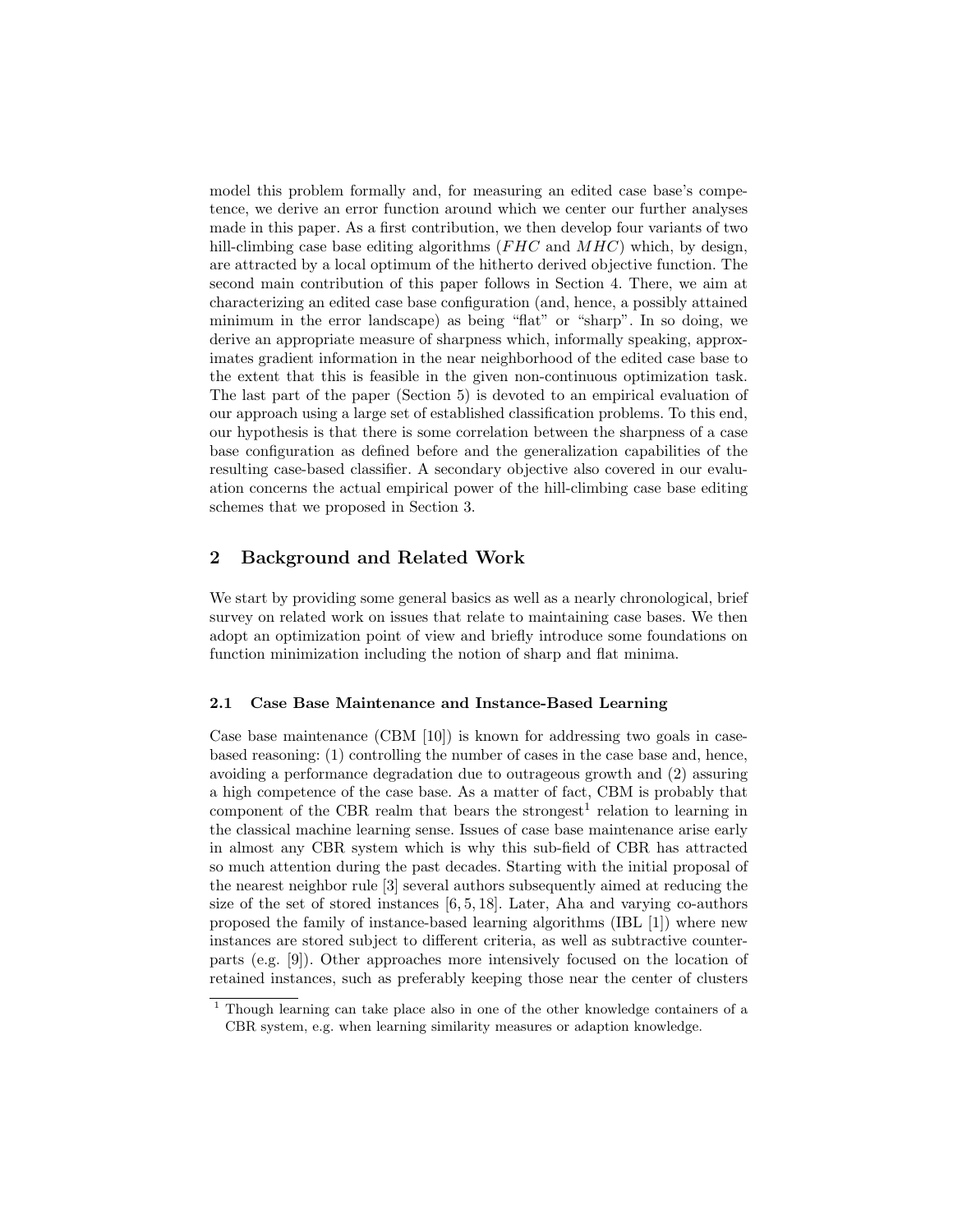model this problem formally and, for measuring an edited case base's competence, we derive an error function around which we center our further analyses made in this paper. As a first contribution, we then develop four variants of two hill-climbing case base editing algorithms ($FHC$ and $MHC$) which, by design, are attracted by a local optimum of the hitherto derived objective function. The second main contribution of this paper follows in Section 4. There, we aim at characterizing an edited case base configuration (and, hence, a possibly attained minimum in the error landscape) as being "flat" or "sharp". In so doing, we derive an appropriate measure of sharpness which, informally speaking, approximates gradient information in the near neighborhood of the edited case base to the extent that this is feasible in the given non-continuous optimization task. The last part of the paper (Section 5) is devoted to an empirical evaluation of our approach using a large set of established classification problems. To this end, our hypothesis is that there is some correlation between the sharpness of a case base configuration as defined before and the generalization capabilities of the resulting case-based classifier. A secondary objective also covered in our evaluation concerns the actual empirical power of the hill-climbing case base editing schemes that we proposed in Section 3.

## 2 Background and Related Work

We start by providing some general basics as well as a nearly chronological, brief survey on related work on issues that relate to maintaining case bases. We then adopt an optimization point of view and briefly introduce some foundations on function minimization including the notion of sharp and flat minima.

### 2.1 Case Base Maintenance and Instance-Based Learning

Case base maintenance (CBM [10]) is known for addressing two goals in case-based reasoning: (1) controlling the number of cases in the case base and, hence, avoiding a performance degradation due to outrageous growth and (2) assuring a high competence of the case base. As a matter of fact, CBM is probably that component of the CBR realm that bears the strongest[1] relation to learning in the classical machine learning sense. Issues of case base maintenance arise early in almost any CBR system which is why this sub-field of CBR has attracted so much attention during the past decades. Starting with the initial proposal of the nearest neighbor rule [3] several authors subsequently aimed at reducing the size of the set of stored instances [6, 5, 18]. Later, Aha and varying co-authors proposed the family of instance-based learning algorithms (IBL [1]) where new instances are stored subject to different criteria, as well as subtractive counterparts (e.g. [9]). Other approaches more intensively focused on the location of retained instances, such as preferably keeping those near the center of clusters

[1] Though learning can take place also in one of the other knowledge containers of a CBR system, e.g. when learning similarity measures or adaption knowledge.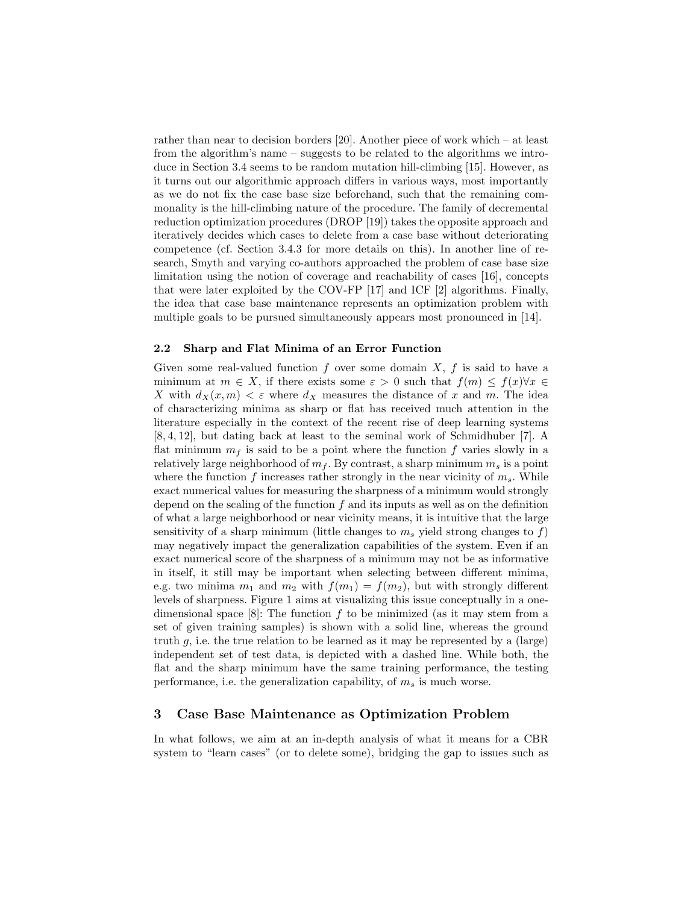rather than near to decision borders [20]. Another piece of work which – at least from the algorithm's name – suggests to be related to the algorithms we introduce in Section 3.4 seems to be random mutation hill-climbing [15]. However, as it turns out our algorithmic approach differs in various ways, most importantly as we do not fix the case base size beforehand, such that the remaining commonality is the hill-climbing nature of the procedure. The family of decremental reduction optimization procedures (DROP [19]) takes the opposite approach and iteratively decides which cases to delete from a case base without deteriorating competence (cf. Section 3.4.3 for more details on this). In another line of research, Smyth and varying co-authors approached the problem of case base size limitation using the notion of coverage and reachability of cases [16], concepts that were later exploited by the COV-FP [17] and ICF [2] algorithms. Finally, the idea that case base maintenance represents an optimization problem with multiple goals to be pursued simultaneously appears most pronounced in [14].

### 2.2 Sharp and Flat Minima of an Error Function

Given some real-valued function $f$ over some domain $X$, $f$ is said to have a minimum at $m \in X$, if there exists some $\varepsilon > 0$ such that $f(m) \leq f(x) \forall x \in X$ with $d_X(x, m) < \varepsilon$ where $d_X$ measures the distance of $x$ and $m$. The idea of characterizing minima as sharp or flat has received much attention in the literature especially in the context of the recent rise of deep learning systems [8, 4, 12], but dating back at least to the seminal work of Schmidhuber [7]. A flat minimum $m_f$ is said to be a point where the function $f$ varies slowly in a relatively large neighborhood of $m_f$. By contrast, a sharp minimum $m_s$ is a point where the function $f$ increases rather strongly in the near vicinity of $m_s$. While exact numerical values for measuring the sharpness of a minimum would strongly depend on the scaling of the function $f$ and its inputs as well as on the definition of what a large neighborhood or near vicinity means, it is intuitive that the large sensitivity of a sharp minimum (little changes to $m_s$ yield strong changes to $f$) may negatively impact the generalization capabilities of the system. Even if an exact numerical score of the sharpness of a minimum may not be as informative in itself, it still may be important when selecting between different minima, e.g. two minima $m_1$ and $m_2$ with $f(m_1) = f(m_2)$, but with strongly different levels of sharpness. Figure 1 aims at visualizing this issue conceptually in a one-dimensional space [8]: The function $f$ to be minimized (as it may stem from a set of given training samples) is shown with a solid line, whereas the ground truth $g$, i.e. the true relation to be learned as it may be represented by a (large) independent set of test data, is depicted with a dashed line. While both, the flat and the sharp minimum have the same training performance, the testing performance, i.e. the generalization capability, of $m_s$ is much worse.

## 3 Case Base Maintenance as Optimization Problem

In what follows, we aim at an in-depth analysis of what it means for a CBR system to "learn cases" (or to delete some), bridging the gap to issues such as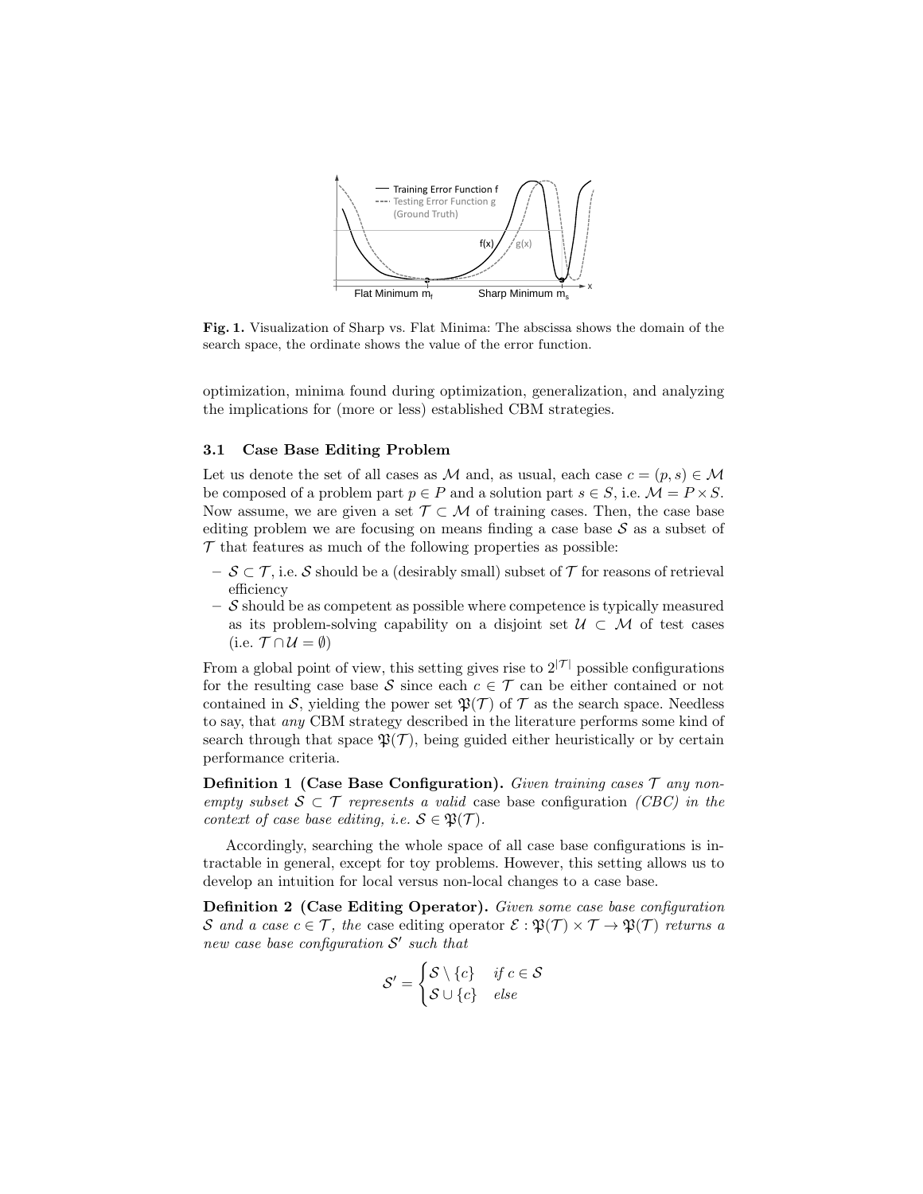**Fig. 1.** Visualization of Sharp vs. Flat Minima: The abscissa shows the domain of the search space, the ordinate shows the value of the error function.

optimization, minima found during optimization, generalization, and analyzing the implications for (more or less) established CBM strategies.

### 3.1 Case Base Editing Problem

Let us denote the set of all cases as $\mathcal{M}$ and, as usual, each case $c = (p, s) \in \mathcal{M}$ be composed of a problem part $p \in P$ and a solution part $s \in S$, i.e. $\mathcal{M} = P \times S$. Now assume, we are given a set $\mathcal{T} \subset \mathcal{M}$ of training cases. Then, the case base editing problem we are focusing on means finding a case base $\mathcal{S}$ as a subset of $\mathcal{T}$ that features as much of the following properties as possible:

- $\mathcal{S} \subset \mathcal{T}$, i.e. $\mathcal{S}$ should be a (desirably small) subset of $\mathcal{T}$ for reasons of retrieval efficiency
- $\mathcal{S}$ should be as competent as possible where competence is typically measured as its problem-solving capability on a disjoint set $\mathcal{U} \subset \mathcal{M}$ of test cases (i.e. $\mathcal{T} \cap \mathcal{U} = \emptyset$)

From a global point of view, this setting gives rise to $2^{|\mathcal{T}|}$ possible configurations for the resulting case base $\mathcal{S}$ since each $c \in \mathcal{T}$ can be either contained or not contained in $\mathcal{S}$, yielding the power set $\mathfrak{P}(\mathcal{T})$ of $\mathcal{T}$ as the search space. Needless to say, that *any* CBM strategy described in the literature performs some kind of search through that space $\mathfrak{P}(\mathcal{T})$, being guided either heuristically or by certain performance criteria.

**Definition 1 (Case Base Configuration).** *Given training cases $\mathcal{T}$ any non-empty subset $\mathcal{S} \subset \mathcal{T}$ represents a valid* case base configuration *(CBC) in the context of case base editing, i.e. $\mathcal{S} \in \mathfrak{P}(\mathcal{T})$.*

Accordingly, searching the whole space of all case base configurations is intractable in general, except for toy problems. However, this setting allows us to develop an intuition for local versus non-local changes to a case base.

**Definition 2 (Case Editing Operator).** *Given some case base configuration $\mathcal{S}$ and a case $c \in \mathcal{T}$, the* case editing operator *$\mathcal{E} : \mathfrak{P}(\mathcal{T}) \times \mathcal{T} \to \mathfrak{P}(\mathcal{T})$ returns a new case base configuration $\mathcal{S}'$ such that*

$$\mathcal{S}' = \begin{cases} \mathcal{S} \setminus \{c\} & \text{if } c \in \mathcal{S} \\ \mathcal{S} \cup \{c\} & \text{else} \end{cases}$$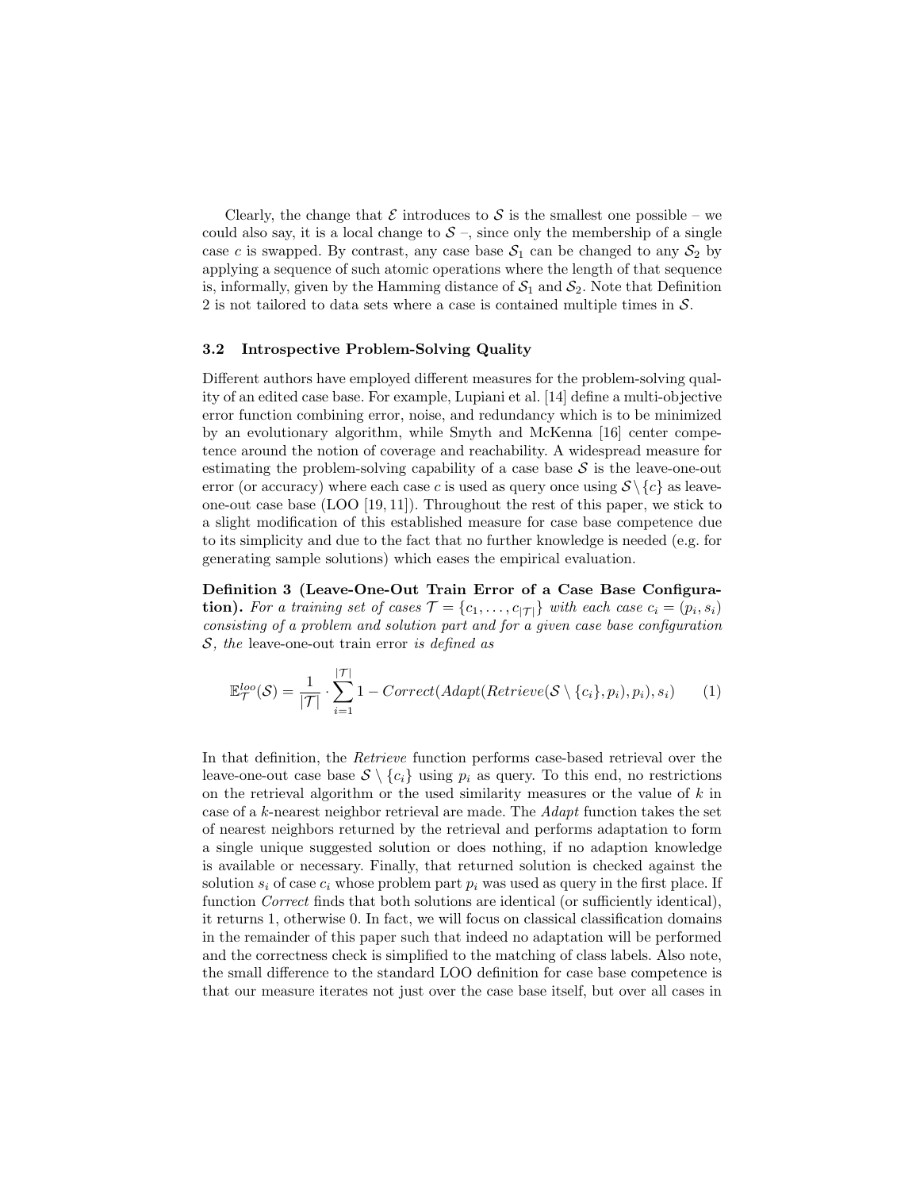Clearly, the change that $\mathcal{E}$ introduces to $\mathcal{S}$ is the smallest one possible – we could also say, it is a local change to $\mathcal{S}$ –, since only the membership of a single case $c$ is swapped. By contrast, any case base $\mathcal{S}_1$ can be changed to any $\mathcal{S}_2$ by applying a sequence of such atomic operations where the length of that sequence is, informally, given by the Hamming distance of $\mathcal{S}_1$ and $\mathcal{S}_2$. Note that Definition 2 is not tailored to data sets where a case is contained multiple times in $\mathcal{S}$.

### 3.2 Introspective Problem-Solving Quality

Different authors have employed different measures for the problem-solving quality of an edited case base. For example, Lupiani et al. [14] define a multi-objective error function combining error, noise, and redundancy which is to be minimized by an evolutionary algorithm, while Smyth and McKenna [16] center competence around the notion of coverage and reachability. A widespread measure for estimating the problem-solving capability of a case base $\mathcal{S}$ is the leave-one-out error (or accuracy) where each case $c$ is used as query once using $\mathcal{S} \setminus \{c\}$ as leave-one-out case base (LOO [19, 11]). Throughout the rest of this paper, we stick to a slight modification of this established measure for case base competence due to its simplicity and due to the fact that no further knowledge is needed (e.g. for generating sample solutions) which eases the empirical evaluation.

**Definition 3 (Leave-One-Out Train Error of a Case Base Configuration).** *For a training set of cases $\mathcal{T} = \{c_1, \ldots, c_{|\mathcal{T}|}\}$ with each case $c_i = (p_i, s_i)$ consisting of a problem and solution part and for a given case base configuration $\mathcal{S}$, the* leave-one-out train error *is defined as*

$$\mathbb{E}^{loo}_{\mathcal{T}}(\mathcal{S}) = \frac{1}{|\mathcal{T}|} \cdot \sum_{i=1}^{|\mathcal{T}|} 1 - Correct(Adapt(Retrieve(\mathcal{S} \setminus \{c_i\}, p_i), p_i), s_i) \qquad (1)$$

In that definition, the *Retrieve* function performs case-based retrieval over the leave-one-out case base $\mathcal{S} \setminus \{c_i\}$ using $p_i$ as query. To this end, no restrictions on the retrieval algorithm or the used similarity measures or the value of $k$ in case of a $k$-nearest neighbor retrieval are made. The *Adapt* function takes the set of nearest neighbors returned by the retrieval and performs adaptation to form a single unique suggested solution or does nothing, if no adaption knowledge is available or necessary. Finally, that returned solution is checked against the solution $s_i$ of case $c_i$ whose problem part $p_i$ was used as query in the first place. If function *Correct* finds that both solutions are identical (or sufficiently identical), it returns 1, otherwise 0. In fact, we will focus on classical classification domains in the remainder of this paper such that indeed no adaptation will be performed and the correctness check is simplified to the matching of class labels. Also note, the small difference to the standard LOO definition for case base competence is that our measure iterates not just over the case base itself, but over all cases in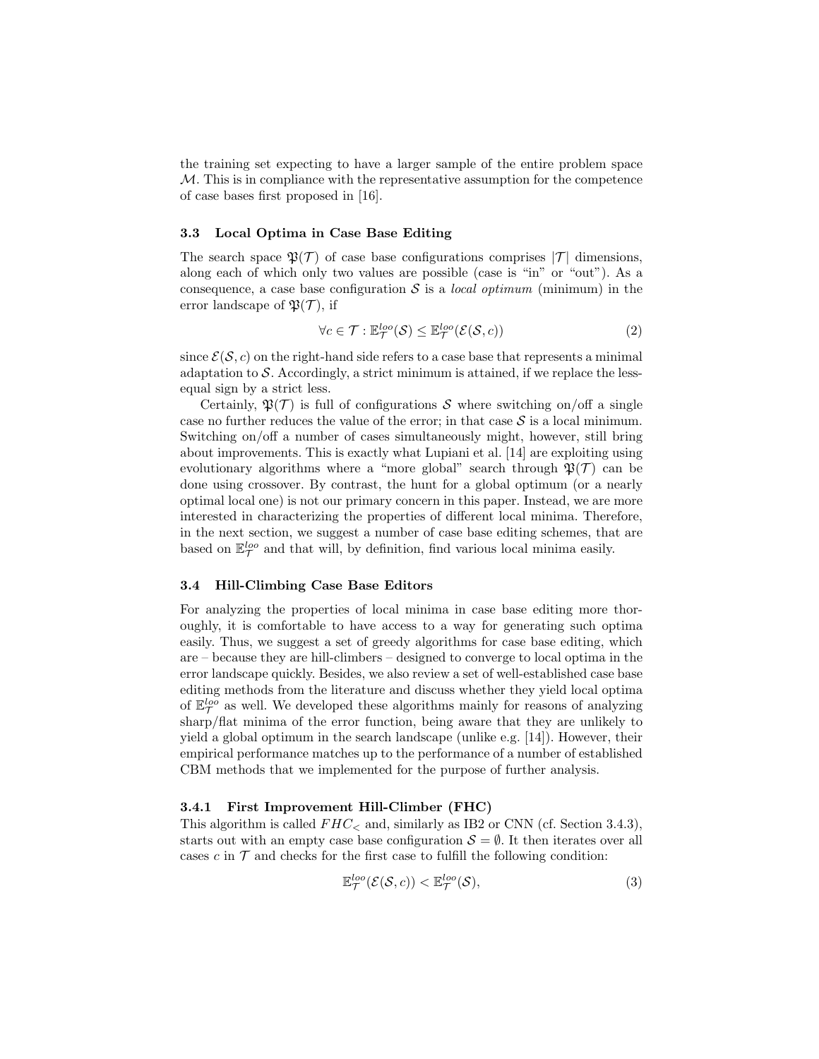the training set expecting to have a larger sample of the entire problem space $\mathcal{M}$. This is in compliance with the representative assumption for the competence of case bases first proposed in [16].

### 3.3 Local Optima in Case Base Editing

The search space $\mathfrak{P}(\mathcal{T})$ of case base configurations comprises $|\mathcal{T}|$ dimensions, along each of which only two values are possible (case is "in" or "out"). As a consequence, a case base configuration $\mathcal{S}$ is a *local optimum* (minimum) in the error landscape of $\mathfrak{P}(\mathcal{T})$, if

$$\forall c \in \mathcal{T} : \mathbb{E}_{\mathcal{T}}^{loo}(\mathcal{S}) \leq \mathbb{E}_{\mathcal{T}}^{loo}(\mathcal{E}(\mathcal{S}, c)) \tag{2}$$

since $\mathcal{E}(\mathcal{S}, c)$ on the right-hand side refers to a case base that represents a minimal adaptation to $\mathcal{S}$. Accordingly, a strict minimum is attained, if we replace the less-equal sign by a strict less.

Certainly, $\mathfrak{P}(\mathcal{T})$ is full of configurations $\mathcal{S}$ where switching on/off a single case no further reduces the value of the error; in that case $\mathcal{S}$ is a local minimum. Switching on/off a number of cases simultaneously might, however, still bring about improvements. This is exactly what Lupiani et al. [14] are exploiting using evolutionary algorithms where a "more global" search through $\mathfrak{P}(\mathcal{T})$ can be done using crossover. By contrast, the hunt for a global optimum (or a nearly optimal local one) is not our primary concern in this paper. Instead, we are more interested in characterizing the properties of different local minima. Therefore, in the next section, we suggest a number of case base editing schemes, that are based on $\mathbb{E}_{\mathcal{T}}^{loo}$ and that will, by definition, find various local minima easily.

### 3.4 Hill-Climbing Case Base Editors

For analyzing the properties of local minima in case base editing more thoroughly, it is comfortable to have access to a way for generating such optima easily. Thus, we suggest a set of greedy algorithms for case base editing, which are – because they are hill-climbers – designed to converge to local optima in the error landscape quickly. Besides, we also review a set of well-established case base editing methods from the literature and discuss whether they yield local optima of $\mathbb{E}_{\mathcal{T}}^{loo}$ as well. We developed these algorithms mainly for reasons of analyzing sharp/flat minima of the error function, being aware that they are unlikely to yield a global optimum in the search landscape (unlike e.g. [14]). However, their empirical performance matches up to the performance of a number of established CBM methods that we implemented for the purpose of further analysis.

#### 3.4.1 First Improvement Hill-Climber (FHC)

This algorithm is called $FHC_{<}$ and, similarly as IB2 or CNN (cf. Section 3.4.3), starts out with an empty case base configuration $\mathcal{S} = \emptyset$. It then iterates over all cases $c$ in $\mathcal{T}$ and checks for the first case to fulfill the following condition:

$$\mathbb{E}_{\mathcal{T}}^{loo}(\mathcal{E}(\mathcal{S}, c)) < \mathbb{E}_{\mathcal{T}}^{loo}(\mathcal{S}), \tag{3}$$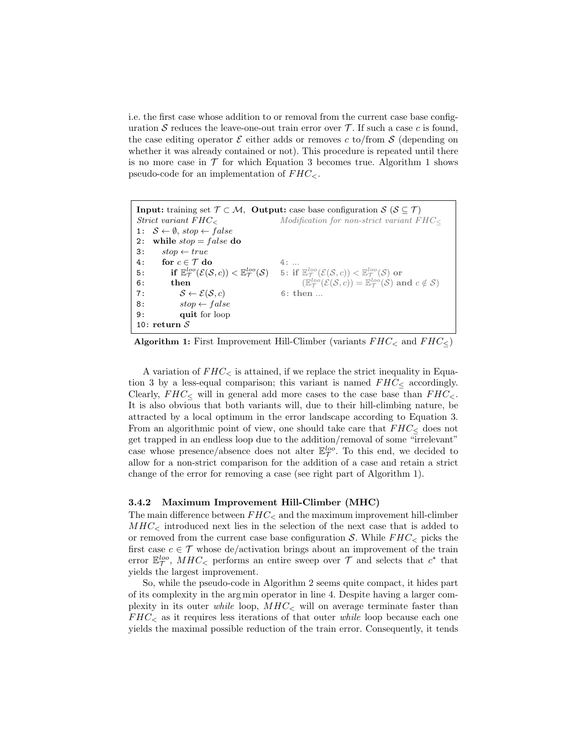i.e. the first case whose addition to or removal from the current case base configuration $\mathcal{S}$ reduces the leave-one-out train error over $\mathcal{T}$. If such a case $c$ is found, the case editing operator $\mathcal{E}$ either adds or removes $c$ to/from $\mathcal{S}$ (depending on whether it was already contained or not). This procedure is repeated until there is no more case in $\mathcal{T}$ for which Equation 3 becomes true. Algorithm 1 shows pseudo-code for an implementation of $FHC_<$.

```
Input: training set T ⊂ M,  Output: case base configuration S (S ⊆ T)
Strict variant FHC_<                       Modification for non-strict variant FHC_≤
1:  S ← ∅, stop ← false
2:  while stop = false do
3:     stop ← true
4:     for c ∈ T do                        4: ...
5:        if E_T^loo(E(S,c)) < E_T^loo(S)  5: if E_T^loo(E(S,c)) < E_T^loo(S) or
6:        then                                (E_T^loo(E(S,c)) = E_T^loo(S) and c ∉ S)
7:           S ← E(S,c)                    6: then ...
8:           stop ← false
9:           quit for loop
10: return S
```

**Algorithm 1:** First Improvement Hill-Climber (variants $FHC_<$ and $FHC_\leq$)

A variation of $FHC_<$ is attained, if we replace the strict inequality in Equation 3 by a less-equal comparison; this variant is named $FHC_\leq$ accordingly. Clearly, $FHC_\leq$ will in general add more cases to the case base than $FHC_<$. It is also obvious that both variants will, due to their hill-climbing nature, be attracted by a local optimum in the error landscape according to Equation 3. From an algorithmic point of view, one should take care that $FHC_\leq$ does not get trapped in an endless loop due to the addition/removal of some "irrelevant" case whose presence/absence does not alter $\mathbb{E}_{\mathcal{T}}^{loo}$. To this end, we decided to allow for a non-strict comparison for the addition of a case and retain a strict change of the error for removing a case (see right part of Algorithm 1).

#### 3.4.2 Maximum Improvement Hill-Climber (MHC)

The main difference between $FHC_<$ and the maximum improvement hill-climber $MHC_<$ introduced next lies in the selection of the next case that is added to or removed from the current case base configuration $\mathcal{S}$. While $FHC_<$ picks the first case $c \in \mathcal{T}$ whose de/activation brings about an improvement of the train error $\mathbb{E}_{\mathcal{T}}^{loo}$, $MHC_<$ performs an entire sweep over $\mathcal{T}$ and selects that $c^*$ that yields the largest improvement.

So, while the pseudo-code in Algorithm 2 seems quite compact, it hides part of its complexity in the arg min operator in line 4. Despite having a larger complexity in its outer *while* loop, $MHC_<$ will on average terminate faster than $FHC_<$ as it requires less iterations of that outer *while* loop because each one yields the maximal possible reduction of the train error. Consequently, it tends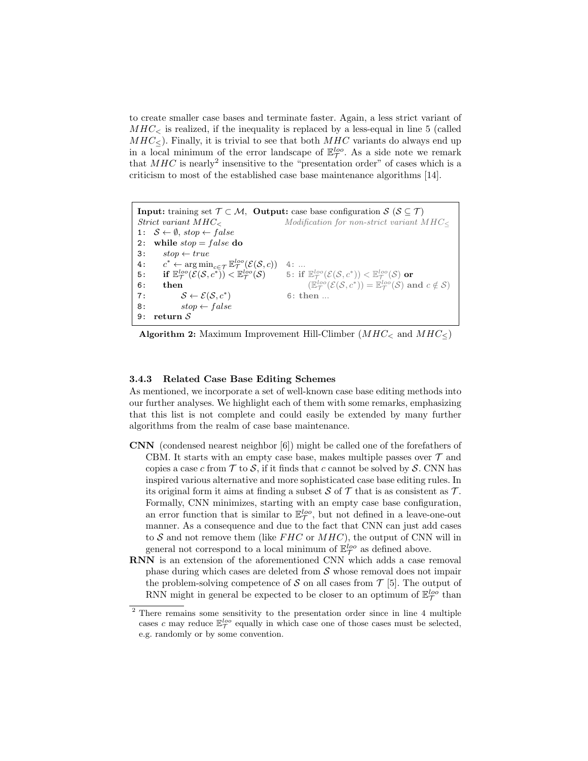to create smaller case bases and terminate faster. Again, a less strict variant of $MHC_<$ is realized, if the inequality is replaced by a less-equal in line 5 (called $MHC_\leq$). Finally, it is trivial to see that both $MHC$ variants do always end up in a local minimum of the error landscape of $\mathbb{E}_\mathcal{T}^{loo}$. As a side note we remark that $MHC$ is nearly[2] insensitive to the "presentation order" of cases which is a criticism to most of the established case base maintenance algorithms [14].

```
Input: training set T ⊂ M,  Output: case base configuration S (S ⊆ T)
Strict variant MHC<                        Modification for non-strict variant MHC≤
1: S ← ∅, stop ← false
2: while stop = false do
3:    stop ← true
4:    c* ← argmin_{c∈T} E_T^loo(E(S,c))    4: ...
5:    if E_T^loo(E(S,c*)) < E_T^loo(S)      5: if E_T^loo(E(S,c*)) < E_T^loo(S) or
6:    then                                     (E_T^loo(E(S,c*)) = E_T^loo(S) and c ∉ S)
7:       S ← E(S,c*)                        6: then ...
8:       stop ← false
9: return S
```

**Algorithm 2:** Maximum Improvement Hill-Climber ($MHC_<$ and $MHC_\leq$)

#### 3.4.3 Related Case Base Editing Schemes

As mentioned, we incorporate a set of well-known case base editing methods into our further analyses. We highlight each of them with some remarks, emphasizing that this list is not complete and could easily be extended by many further algorithms from the realm of case base maintenance.

**CNN** (condensed nearest neighbor [6]) might be called one of the forefathers of CBM. It starts with an empty case base, makes multiple passes over $\mathcal{T}$ and copies a case $c$ from $\mathcal{T}$ to $\mathcal{S}$, if it finds that $c$ cannot be solved by $\mathcal{S}$. CNN has inspired various alternative and more sophisticated case base editing rules. In its original form it aims at finding a subset $\mathcal{S}$ of $\mathcal{T}$ that is as consistent as $\mathcal{T}$. Formally, CNN minimizes, starting with an empty case base configuration, an error function that is similar to $\mathbb{E}_\mathcal{T}^{loo}$, but not defined in a leave-one-out manner. As a consequence and due to the fact that CNN can just add cases to $\mathcal{S}$ and not remove them (like $FHC$ or $MHC$), the output of CNN will in general not correspond to a local minimum of $\mathbb{E}_\mathcal{T}^{loo}$ as defined above.

**RNN** is an extension of the aforementioned CNN which adds a case removal phase during which cases are deleted from $\mathcal{S}$ whose removal does not impair the problem-solving competence of $\mathcal{S}$ on all cases from $\mathcal{T}$ [5]. The output of RNN might in general be expected to be closer to an optimum of $\mathbb{E}_\mathcal{T}^{loo}$ than

[2] There remains some sensitivity to the presentation order since in line 4 multiple cases $c$ may reduce $\mathbb{E}_\mathcal{T}^{loo}$ equally in which case one of those cases must be selected, e.g. randomly or by some convention.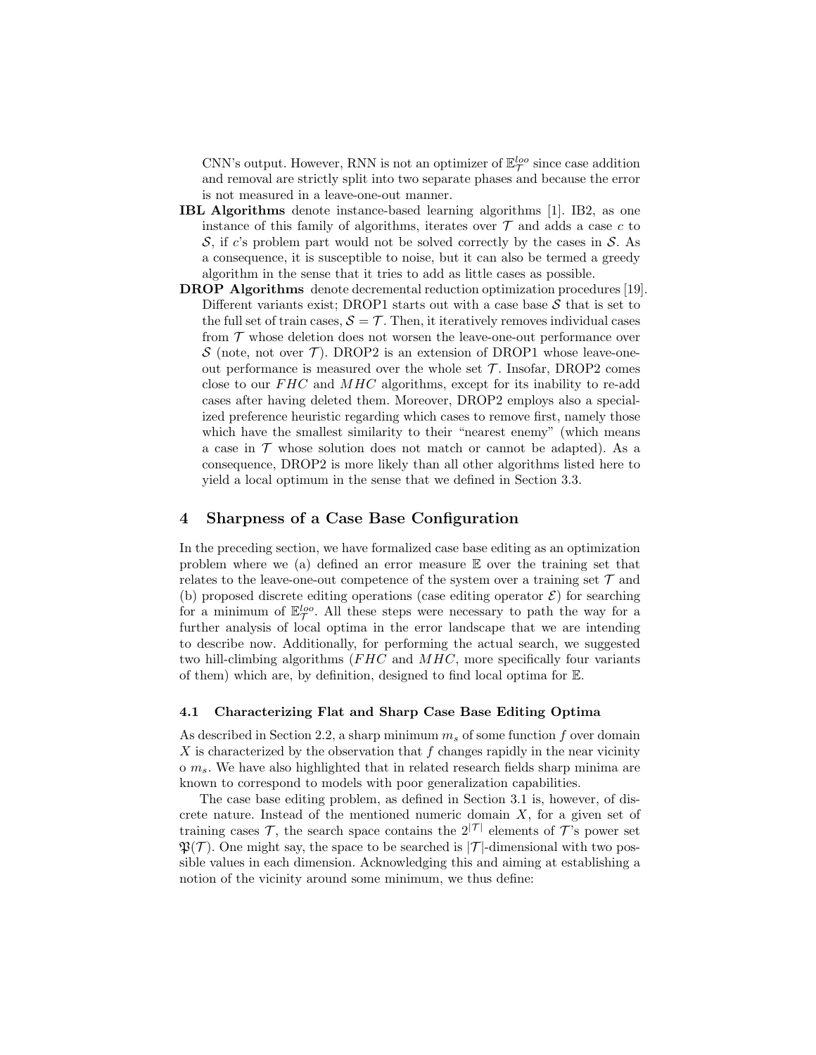CNN's output. However, RNN is not an optimizer of $\mathbb{E}^{loo}_{\mathcal{T}}$ since case addition and removal are strictly split into two separate phases and because the error is not measured in a leave-one-out manner.

**IBL Algorithms** denote instance-based learning algorithms [1]. IB2, as one instance of this family of algorithms, iterates over $\mathcal{T}$ and adds a case $c$ to $\mathcal{S}$, if $c$'s problem part would not be solved correctly by the cases in $\mathcal{S}$. As a consequence, it is susceptible to noise, but it can also be termed a greedy algorithm in the sense that it tries to add as little cases as possible.

**DROP Algorithms** denote decremental reduction optimization procedures [19]. Different variants exist; DROP1 starts out with a case base $\mathcal{S}$ that is set to the full set of train cases, $\mathcal{S} = \mathcal{T}$. Then, it iteratively removes individual cases from $\mathcal{T}$ whose deletion does not worsen the leave-one-out performance over $\mathcal{S}$ (note, not over $\mathcal{T}$). DROP2 is an extension of DROP1 whose leave-one-out performance is measured over the whole set $\mathcal{T}$. Insofar, DROP2 comes close to our $FHC$ and $MHC$ algorithms, except for its inability to re-add cases after having deleted them. Moreover, DROP2 employs also a specialized preference heuristic regarding which cases to remove first, namely those which have the smallest similarity to their "nearest enemy" (which means a case in $\mathcal{T}$ whose solution does not match or cannot be adapted). As a consequence, DROP2 is more likely than all other algorithms listed here to yield a local optimum in the sense that we defined in Section 3.3.

## 4 Sharpness of a Case Base Configuration

In the preceding section, we have formalized case base editing as an optimization problem where we (a) defined an error measure $\mathbb{E}$ over the training set that relates to the leave-one-out competence of the system over a training set $\mathcal{T}$ and (b) proposed discrete editing operations (case editing operator $\mathcal{E}$) for searching for a minimum of $\mathbb{E}^{loo}_{\mathcal{T}}$. All these steps were necessary to path the way for a further analysis of local optima in the error landscape that we are intending to describe now. Additionally, for performing the actual search, we suggested two hill-climbing algorithms ($FHC$ and $MHC$, more specifically four variants of them) which are, by definition, designed to find local optima for $\mathbb{E}$.

### 4.1 Characterizing Flat and Sharp Case Base Editing Optima

As described in Section 2.2, a sharp minimum $m_s$ of some function $f$ over domain $X$ is characterized by the observation that $f$ changes rapidly in the near vicinity o $m_s$. We have also highlighted that in related research fields sharp minima are known to correspond to models with poor generalization capabilities.

The case base editing problem, as defined in Section 3.1 is, however, of discrete nature. Instead of the mentioned numeric domain $X$, for a given set of training cases $\mathcal{T}$, the search space contains the $2^{|\mathcal{T}|}$ elements of $\mathcal{T}$'s power set $\mathfrak{P}(\mathcal{T})$. One might say, the space to be searched is $|\mathcal{T}|$-dimensional with two possible values in each dimension. Acknowledging this and aiming at establishing a notion of the vicinity around some minimum, we thus define: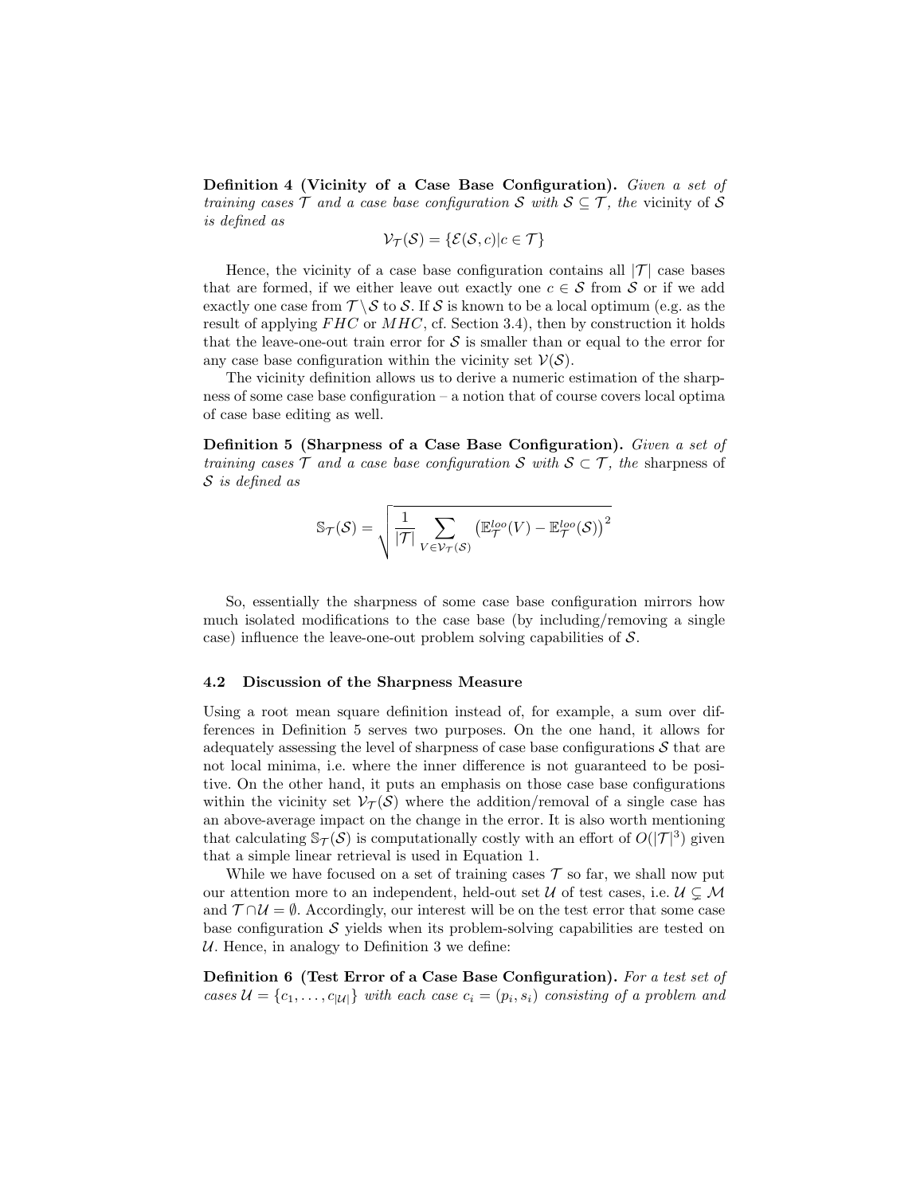**Definition 4 (Vicinity of a Case Base Configuration).** *Given a set of training cases $\mathcal{T}$ and a case base configuration $\mathcal{S}$ with $\mathcal{S} \subseteq \mathcal{T}$, the* vicinity of $\mathcal{S}$ *is defined as*

$$\mathcal{V}_{\mathcal{T}}(\mathcal{S}) = \{\mathcal{E}(\mathcal{S}, c) | c \in \mathcal{T}\}$$

Hence, the vicinity of a case base configuration contains all $|\mathcal{T}|$ case bases that are formed, if we either leave out exactly one $c \in \mathcal{S}$ from $\mathcal{S}$ or if we add exactly one case from $\mathcal{T} \setminus \mathcal{S}$ to $\mathcal{S}$. If $\mathcal{S}$ is known to be a local optimum (e.g. as the result of applying $FHC$ or $MHC$, cf. Section 3.4), then by construction it holds that the leave-one-out train error for $\mathcal{S}$ is smaller than or equal to the error for any case base configuration within the vicinity set $\mathcal{V}(\mathcal{S})$.

The vicinity definition allows us to derive a numeric estimation of the sharpness of some case base configuration – a notion that of course covers local optima of case base editing as well.

**Definition 5 (Sharpness of a Case Base Configuration).** *Given a set of training cases $\mathcal{T}$ and a case base configuration $\mathcal{S}$ with $\mathcal{S} \subset \mathcal{T}$, the* sharpness of $\mathcal{S}$ *is defined as*

$$\mathbb{S}_{\mathcal{T}}(\mathcal{S}) = \sqrt{\frac{1}{|\mathcal{T}|} \sum_{V \in \mathcal{V}_{\mathcal{T}}(\mathcal{S})} \left(\mathbb{E}^{loo}_{\mathcal{T}}(V) - \mathbb{E}^{loo}_{\mathcal{T}}(\mathcal{S})\right)^2}$$

So, essentially the sharpness of some case base configuration mirrors how much isolated modifications to the case base (by including/removing a single case) influence the leave-one-out problem solving capabilities of $\mathcal{S}$.

### 4.2 Discussion of the Sharpness Measure

Using a root mean square definition instead of, for example, a sum over differences in Definition 5 serves two purposes. On the one hand, it allows for adequately assessing the level of sharpness of case base configurations $\mathcal{S}$ that are not local minima, i.e. where the inner difference is not guaranteed to be positive. On the other hand, it puts an emphasis on those case base configurations within the vicinity set $\mathcal{V}_{\mathcal{T}}(\mathcal{S})$ where the addition/removal of a single case has an above-average impact on the change in the error. It is also worth mentioning that calculating $\mathbb{S}_{\mathcal{T}}(\mathcal{S})$ is computationally costly with an effort of $O(|\mathcal{T}|^3)$ given that a simple linear retrieval is used in Equation 1.

While we have focused on a set of training cases $\mathcal{T}$ so far, we shall now put our attention more to an independent, held-out set $\mathcal{U}$ of test cases, i.e. $\mathcal{U} \subsetneq \mathcal{M}$ and $\mathcal{T} \cap \mathcal{U} = \emptyset$. Accordingly, our interest will be on the test error that some case base configuration $\mathcal{S}$ yields when its problem-solving capabilities are tested on $\mathcal{U}$. Hence, in analogy to Definition 3 we define:

**Definition 6 (Test Error of a Case Base Configuration).** *For a test set of cases $\mathcal{U} = \{c_1, \ldots, c_{|\mathcal{U}|}\}$ with each case $c_i = (p_i, s_i)$ consisting of a problem and*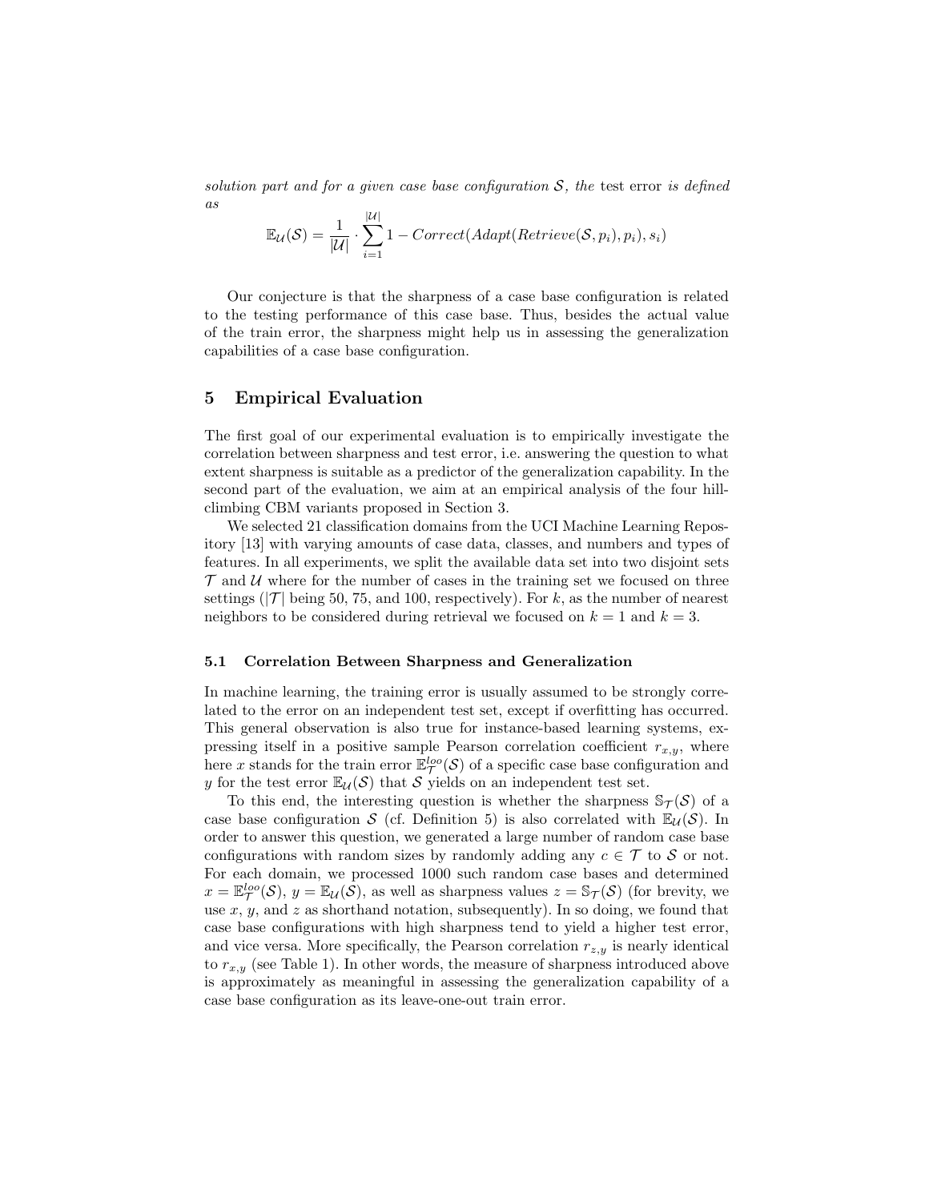*solution part and for a given case base configuration $\mathcal{S}$, the* test error *is defined as*

$$\mathbb{E}_{\mathcal{U}}(\mathcal{S}) = \frac{1}{|\mathcal{U}|} \cdot \sum_{i=1}^{|\mathcal{U}|} 1 - Correct(Adapt(Retrieve(\mathcal{S}, p_i), p_i), s_i)$$

Our conjecture is that the sharpness of a case base configuration is related to the testing performance of this case base. Thus, besides the actual value of the train error, the sharpness might help us in assessing the generalization capabilities of a case base configuration.

## 5 Empirical Evaluation

The first goal of our experimental evaluation is to empirically investigate the correlation between sharpness and test error, i.e. answering the question to what extent sharpness is suitable as a predictor of the generalization capability. In the second part of the evaluation, we aim at an empirical analysis of the four hill-climbing CBM variants proposed in Section 3.

We selected 21 classification domains from the UCI Machine Learning Repository [13] with varying amounts of case data, classes, and numbers and types of features. In all experiments, we split the available data set into two disjoint sets $\mathcal{T}$ and $\mathcal{U}$ where for the number of cases in the training set we focused on three settings ($|\mathcal{T}|$ being 50, 75, and 100, respectively). For $k$, as the number of nearest neighbors to be considered during retrieval we focused on $k = 1$ and $k = 3$.

### 5.1 Correlation Between Sharpness and Generalization

In machine learning, the training error is usually assumed to be strongly correlated to the error on an independent test set, except if overfitting has occurred. This general observation is also true for instance-based learning systems, expressing itself in a positive sample Pearson correlation coefficient $r_{x,y}$, where here $x$ stands for the train error $\mathbb{E}^{loo}_{\mathcal{T}}(\mathcal{S})$ of a specific case base configuration and $y$ for the test error $\mathbb{E}_{\mathcal{U}}(\mathcal{S})$ that $\mathcal{S}$ yields on an independent test set.

To this end, the interesting question is whether the sharpness $\mathbb{S}_{\mathcal{T}}(\mathcal{S})$ of a case base configuration $\mathcal{S}$ (cf. Definition 5) is also correlated with $\mathbb{E}_{\mathcal{U}}(\mathcal{S})$. In order to answer this question, we generated a large number of random case base configurations with random sizes by randomly adding any $c \in \mathcal{T}$ to $\mathcal{S}$ or not. For each domain, we processed 1000 such random case bases and determined $x = \mathbb{E}^{loo}_{\mathcal{T}}(\mathcal{S})$, $y = \mathbb{E}_{\mathcal{U}}(\mathcal{S})$, as well as sharpness values $z = \mathbb{S}_{\mathcal{T}}(\mathcal{S})$ (for brevity, we use $x$, $y$, and $z$ as shorthand notation, subsequently). In so doing, we found that case base configurations with high sharpness tend to yield a higher test error, and vice versa. More specifically, the Pearson correlation $r_{z,y}$ is nearly identical to $r_{x,y}$ (see Table 1). In other words, the measure of sharpness introduced above is approximately as meaningful in assessing the generalization capability of a case base configuration as its leave-one-out train error.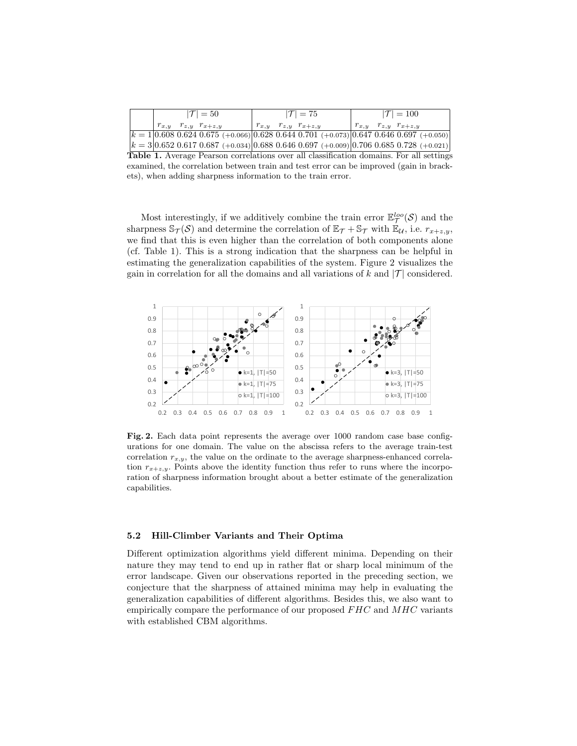| | $\|\mathcal{T}\| = 50$ | | | $\|\mathcal{T}\| = 75$ | | | $\|\mathcal{T}\| = 100$ | | |
|---|---|---|---|---|---|---|---|---|---|
| | $r_{x,y}$ | $r_{z,y}$ | $r_{x+z,y}$ | $r_{x,y}$ | $r_{z,y}$ | $r_{x+z,y}$ | $r_{x,y}$ | $r_{z,y}$ | $r_{x+z,y}$ |
| $k=1$ | 0.608 | 0.624 | 0.675 (+0.066) | 0.628 | 0.644 | 0.701 (+0.073) | 0.647 | 0.646 | 0.697 (+0.050) |
| $k=3$ | 0.652 | 0.617 | 0.687 (+0.034) | 0.688 | 0.646 | 0.697 (+0.009) | 0.706 | 0.685 | 0.728 (+0.021) |

**Table 1.** Average Pearson correlations over all classification domains. For all settings examined, the correlation between train and test error can be improved (gain in brackets), when adding sharpness information to the train error.

Most interestingly, if we additively combine the train error $\mathbb{E}_{\mathcal{T}}^{loo}(\mathcal{S})$ and the sharpness $\mathbb{S}_{\mathcal{T}}(\mathcal{S})$ and determine the correlation of $\mathbb{E}_{\mathcal{T}} + \mathbb{S}_{\mathcal{T}}$ with $\mathbb{E}_{\mathcal{U}}$, i.e. $r_{x+z,y}$, we find that this is even higher than the correlation of both components alone (cf. Table 1). This is a strong indication that the sharpness can be helpful in estimating the generalization capabilities of the system. Figure 2 visualizes the gain in correlation for all the domains and all variations of $k$ and $|\mathcal{T}|$ considered.

**Fig. 2.** Each data point represents the average over 1000 random case base configurations for one domain. The value on the abscissa refers to the average train-test correlation $r_{x,y}$, the value on the ordinate to the average sharpness-enhanced correlation $r_{x+z,y}$. Points above the identity function thus refer to runs where the incorporation of sharpness information brought about a better estimate of the generalization capabilities.

### 5.2 Hill-Climber Variants and Their Optima

Different optimization algorithms yield different minima. Depending on their nature they may tend to end up in rather flat or sharp local minimum of the error landscape. Given our observations attained reported in the preceding section, we conjecture that the sharpness of attained minima may help in evaluating the generalization capabilities of different algorithms. Besides this, we also want to empirically compare the performance of our proposed *FHC* and *MHC* variants with established CBM algorithms.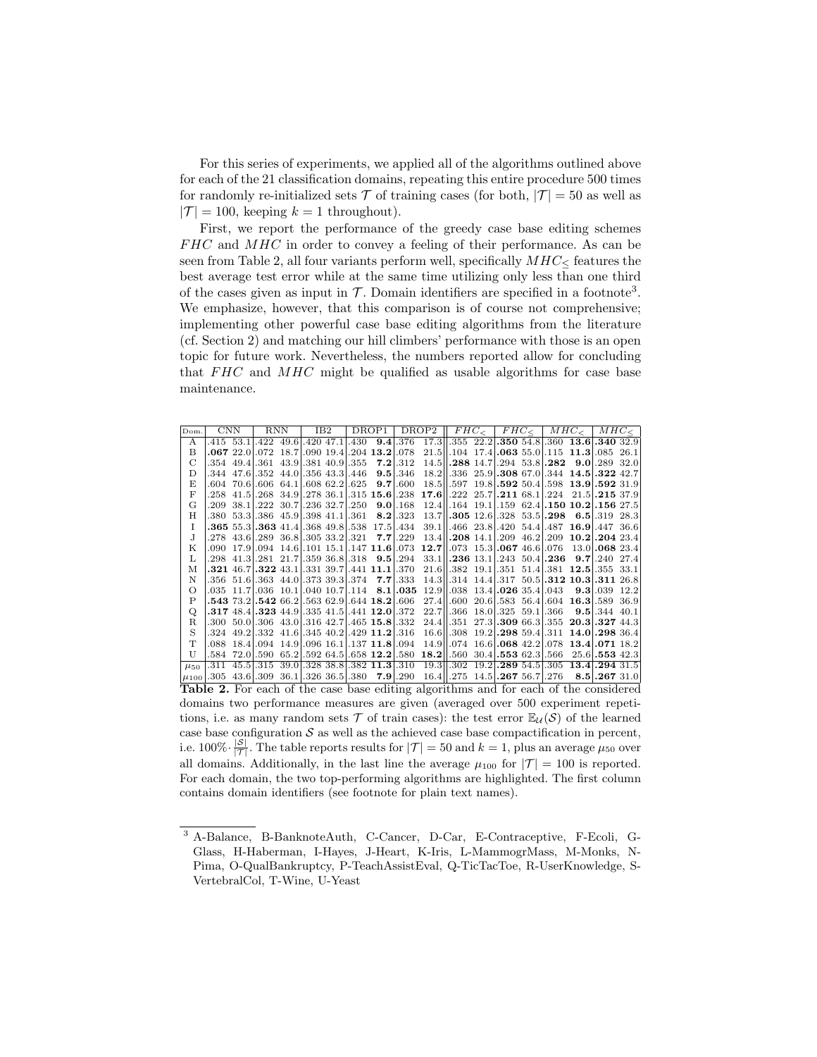For this series of experiments, we applied all of the algorithms outlined above for each of the 21 classification domains, repeating this entire procedure 500 times for randomly re-initialized sets $\mathcal{T}$ of training cases (for both, $|\mathcal{T}| = 50$ as well as $|\mathcal{T}| = 100$, keeping $k = 1$ throughout).

First, we report the performance of the greedy case base editing schemes $FHC$ and $MHC$ in order to convey a feeling of their performance. As can be seen from Table 2, all four variants perform well, specifically $MHC_{\leq}$ features the best average test error while at the same time utilizing only less than one third of the cases given as input in $\mathcal{T}$. Domain identifiers are specified in a footnote[3]. We emphasize, however, that this comparison is of course not comprehensive; implementing other powerful case base editing algorithms from the literature (cf. Section 2) and matching our hill climbers' performance with those is an open topic for future work. Nevertheless, the numbers reported allow for concluding that $FHC$ and $MHC$ might be qualified as usable algorithms for case base maintenance.

| Dom. | CNN | | RNN | | IB2 | | DROP1 | | DROP2 | | $FHC_<$ | | $FHC_{\leq}$ | | $MHC_<$ | | $MHC_{\leq}$ | |
|---|---|---|---|---|---|---|---|---|---|---|---|---|---|---|---|---|---|---|
| A | .415 | 53.1 | .422 | 49.6 | .420 | 47.1 | .430 | **9.4** | .376 | 17.3 | .355 | 22.2 | **.350** | 54.8 | .360 | **13.6** | **.340** | 32.9 |
| B | **.067** | 22.0 | .072 | 18.7 | .090 | 19.4 | .204 | **13.2** | .078 | 21.5 | .104 | 17.4 | **.063** | 55.0 | .115 | **11.3** | .085 | 26.1 |
| C | .354 | 49.4 | .361 | 43.9 | .381 | 40.9 | .355 | **7.2** | .312 | 14.5 | .288 | 14.7 | .294 | 53.8 | **.282** | **9.0** | .289 | 32.0 |
| D | .344 | 47.6 | .352 | 44.0 | .356 | 43.3 | .446 | **9.5** | .346 | 18.2 | .336 | 25.9 | **.308** | 67.0 | .344 | **14.5** | **.322** | 42.7 |
| E | .604 | 70.6 | .606 | 64.1 | .608 | 62.2 | .625 | **9.7** | .600 | 18.5 | .597 | 19.8 | **.592** | 50.4 | .598 | **13.9** | **.592** | 31.9 |
| F | .258 | 41.5 | .268 | 34.9 | .278 | 36.1 | .315 | **15.6** | .238 | **17.6** | .222 | 25.7 | **.211** | 68.1 | .224 | 21.5 | **.215** | 37.9 |
| G | .209 | 38.1 | .222 | 30.7 | .236 | 32.7 | .250 | **9.0** | .168 | 12.4 | .164 | 19.1 | .159 | 62.4 | **.150** | **10.2** | **.156** | 27.5 |
| H | .380 | 53.3 | .386 | 45.9 | .398 | 41.1 | .361 | **8.2** | .323 | 13.7 | **.305** | 12.6 | .328 | 53.5 | **.298** | **6.5** | .319 | 28.3 |
| I | **.365** | 55.3 | **.363** | 41.4 | .368 | 49.8 | .538 | 17.5 | .434 | 39.1 | .466 | 23.8 | .420 | 54.4 | .487 | **16.9** | .447 | 36.6 |
| J | .278 | 43.6 | .289 | 36.8 | .305 | 33.2 | .321 | **7.7** | .229 | 13.4 | **.208** | 14.1 | .209 | 46.2 | .209 | **10.2** | **.204** | 23.4 |
| K | .090 | 17.9 | .094 | 14.6 | .101 | 15.1 | .147 | **11.6** | .073 | **12.7** | .073 | 15.3 | **.067** | 46.6 | .076 | 13.0 | **.068** | 23.4 |
| L | .298 | 41.3 | .281 | 21.7 | .359 | 36.8 | .318 | **9.5** | .294 | 33.1 | **.236** | 13.1 | .243 | 50.4 | **.236** | **9.7** | .240 | 27.4 |
| M | **.321** | 46.7 | **.322** | 43.1 | .331 | 39.7 | .441 | **11.1** | .370 | 21.6 | .382 | 19.1 | .351 | 51.4 | .381 | **12.5** | .355 | 33.1 |
| N | .356 | 51.6 | .363 | 44.0 | .373 | 39.3 | .374 | **7.7** | .333 | 14.3 | .314 | 14.4 | .317 | 50.5 | **.312** | **10.3** | **.311** | 26.8 |
| O | .035 | 11.7 | .036 | 10.1 | .040 | 10.7 | .114 | **8.1** | **.035** | 12.9 | .038 | 13.4 | **.026** | 35.4 | .043 | **9.3** | .039 | 12.2 |
| P | **.543** | 73.2 | **.542** | 66.2 | .563 | 62.9 | .644 | **18.2** | .606 | 27.4 | .600 | 20.6 | .583 | 56.4 | .604 | **16.3** | .589 | 36.9 |
| Q | **.317** | 48.4 | **.323** | 44.9 | .335 | 41.5 | .441 | **12.0** | .372 | 22.7 | .366 | 18.0 | .325 | 59.1 | .366 | **9.5** | .344 | 40.1 |
| R | .300 | 50.0 | .306 | 43.0 | .316 | 42.7 | .465 | **15.8** | .332 | 24.4 | .351 | 27.3 | **.309** | 66.3 | .355 | **20.3** | **.327** | 44.3 |
| S | .324 | 49.2 | .332 | 41.6 | .345 | 40.2 | .429 | **11.2** | .316 | 16.6 | .308 | 19.2 | **.298** | 59.4 | .311 | **14.0** | **.298** | 36.4 |
| T | .088 | 18.4 | .094 | 14.9 | .096 | 16.1 | .137 | **11.8** | .094 | 14.9 | .074 | 16.6 | **.068** | 42.2 | .078 | **13.4** | **.071** | 18.2 |
| U | .584 | 72.0 | .590 | 65.2 | .592 | 64.5 | .658 | **12.2** | .580 | **18.2** | .560 | 30.4 | **.553** | 62.3 | .566 | 25.6 | **.553** | 42.3 |
| $\mu_{50}$ | .311 | 45.5 | .315 | 39.0 | .328 | 38.8 | .382 | **11.3** | .310 | 19.3 | .302 | 19.2 | **.289** | 54.5 | .305 | **13.4** | **.294** | 31.5 |
| $\mu_{100}$ | .305 | 43.6 | .309 | 36.1 | .326 | 36.5 | .380 | **7.9** | .290 | 16.4 | .275 | 14.5 | **.267** | 56.7 | .276 | **8.5** | **.267** | 31.0 |

**Table 2.** For each of the case base editing algorithms and for each of the considered domains two performance measures are given (averaged over 500 experiment repetitions, i.e. as many random sets $\mathcal{T}$ of train cases): the test error $\mathbb{E}_{\mathcal{U}}(\mathcal{S})$ of the learned case base configuration $\mathcal{S}$ as well as the achieved case base compactification in percent, i.e. $100\% \cdot \frac{|\mathcal{S}|}{|\mathcal{T}|}$. The table reports results for $|\mathcal{T}| = 50$ and $k = 1$, plus an average $\mu_{50}$ over all domains. Additionally, in the last line the average $\mu_{100}$ for $|\mathcal{T}| = 100$ is reported. For each domain, the two top-performing algorithms are highlighted. The first column contains domain identifiers (see footnote for plain text names).

[3] A-Balance, B-BanknoteAuth, C-Cancer, D-Car, E-Contraceptive, F-Ecoli, G-Glass, H-Haberman, I-Hayes, J-Heart, K-Iris, L-MammogrMass, M-Monks, N-Pima, O-QualBankruptcy, P-TeachAssistEval, Q-TicTacToe, R-UserKnowledge, S-VertebralCol, T-Wine, U-Yeast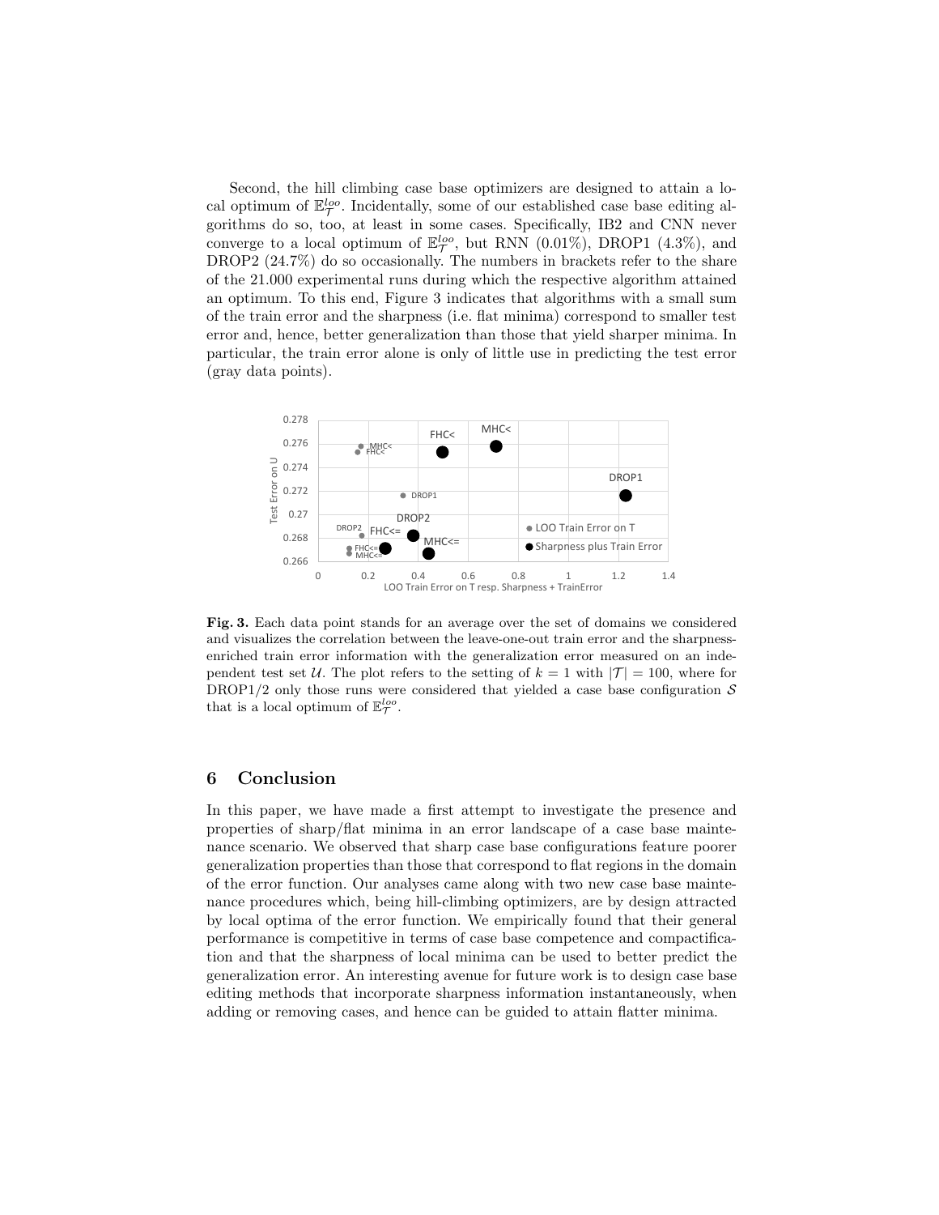Second, the hill climbing case base optimizers are designed to attain a local optimum of $\mathbb{E}^{loo}_{\mathcal{T}}$. Incidentally, some of our established case base editing algorithms do so, too, at least in some cases. Specifically, IB2 and CNN never converge to a local optimum of $\mathbb{E}^{loo}_{\mathcal{T}}$, but RNN (0.01%), DROP1 (4.3%), and DROP2 (24.7%) do so occasionally. The numbers in brackets refer to the share of the 21.000 experimental runs during which the respective algorithm attained an optimum. To this end, Figure 3 indicates that algorithms with a small sum of the train error and the sharpness (i.e. flat minima) correspond to smaller test error and, hence, better generalization than those that yield sharper minima. In particular, the train error alone is only of little use in predicting the test error (gray data points).

**Fig. 3.** Each data point stands for an average over the set of domains we considered and visualizes the correlation between the leave-one-out train error and the sharpness-enriched train error information with the generalization error measured on an independent test set $\mathcal{U}$. The plot refers to the setting of $k = 1$ with $|\mathcal{T}| = 100$, where for DROP1/2 only those runs were considered that yielded a case base configuration $\mathcal{S}$ that is a local optimum of $\mathbb{E}^{loo}_{\mathcal{T}}$.

## 6 Conclusion

In this paper, we have made a first attempt to investigate the presence and properties of sharp/flat minima in an error landscape of a case base maintenance scenario. We observed that sharp case base configurations feature poorer generalization properties than those that correspond to flat regions in the domain of the error function. Our analyses came along with two new case base maintenance procedures which, being hill-climbing optimizers, are by design attracted by local optima of the error function. We empirically found that their general performance is competitive in terms of case base competence and compactification and that the sharpness of local minima can be used to better predict the generalization error. An interesting avenue for future work is to design case base editing methods that incorporate sharpness information instantaneously, when adding or removing cases, and hence can be guided to attain flatter minima.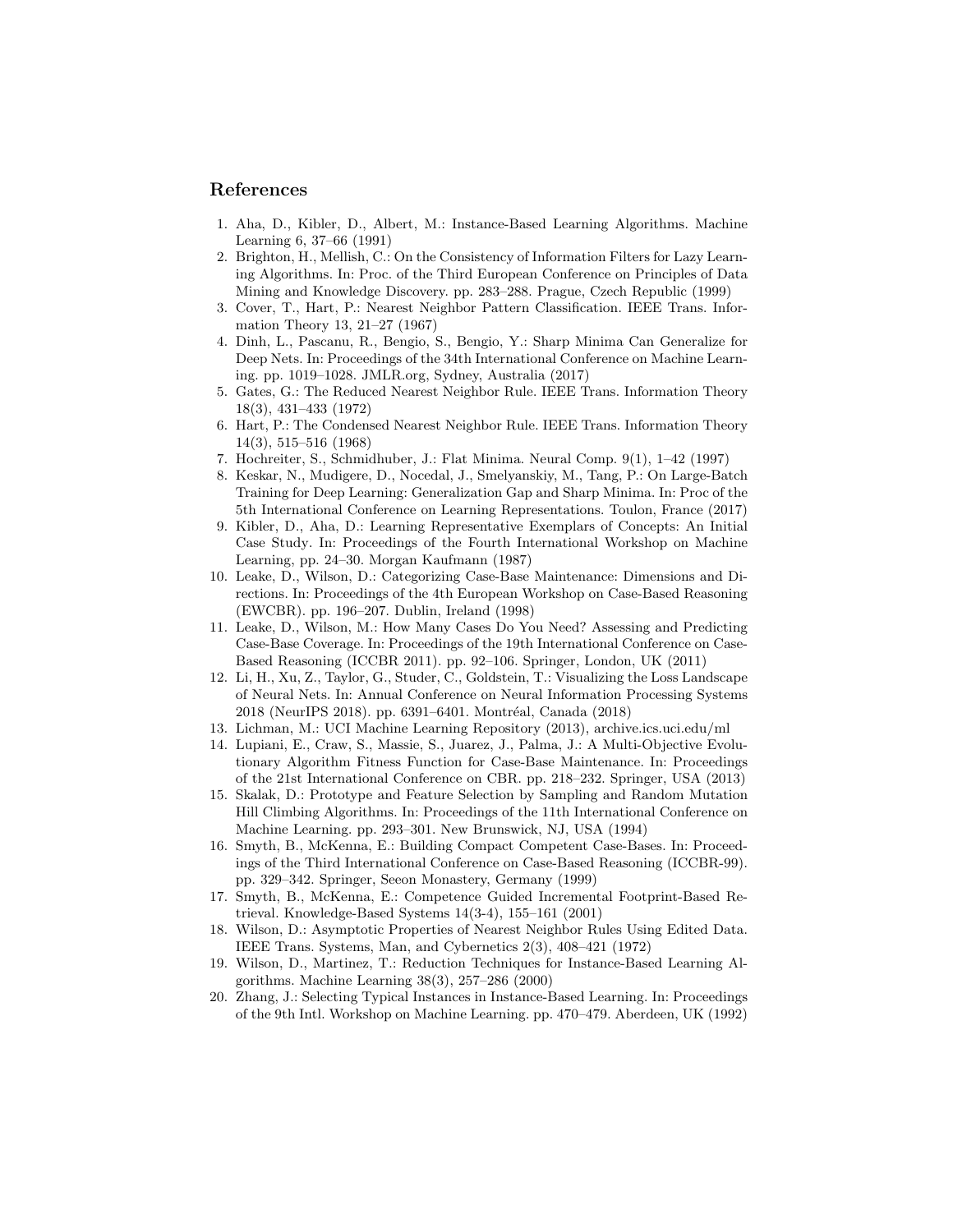## References

1. Aha, D., Kibler, D., Albert, M.: Instance-Based Learning Algorithms. Machine Learning 6, 37–66 (1991)
2. Brighton, H., Mellish, C.: On the Consistency of Information Filters for Lazy Learning Algorithms. In: Proc. of the Third European Conference on Principles of Data Mining and Knowledge Discovery. pp. 283–288. Prague, Czech Republic (1999)
3. Cover, T., Hart, P.: Nearest Neighbor Pattern Classification. IEEE Trans. Information Theory 13, 21–27 (1967)
4. Dinh, L., Pascanu, R., Bengio, S., Bengio, Y.: Sharp Minima Can Generalize for Deep Nets. In: Proceedings of the 34th International Conference on Machine Learning. pp. 1019–1028. JMLR.org, Sydney, Australia (2017)
5. Gates, G.: The Reduced Nearest Neighbor Rule. IEEE Trans. Information Theory 18(3), 431–433 (1972)
6. Hart, P.: The Condensed Nearest Neighbor Rule. IEEE Trans. Information Theory 14(3), 515–516 (1968)
7. Hochreiter, S., Schmidhuber, J.: Flat Minima. Neural Comp. 9(1), 1–42 (1997)
8. Keskar, N., Mudigere, D., Nocedal, J., Smelyanskiy, M., Tang, P.: On Large-Batch Training for Deep Learning: Generalization Gap and Sharp Minima. In: Proc of the 5th International Conference on Learning Representations. Toulon, France (2017)
9. Kibler, D., Aha, D.: Learning Representative Exemplars of Concepts: An Initial Case Study. In: Proceedings of the Fourth International Workshop on Machine Learning, pp. 24–30. Morgan Kaufmann (1987)
10. Leake, D., Wilson, D.: Categorizing Case-Base Maintenance: Dimensions and Directions. In: Proceedings of the 4th European Workshop on Case-Based Reasoning (EWCBR). pp. 196–207. Dublin, Ireland (1998)
11. Leake, D., Wilson, M.: How Many Cases Do You Need? Assessing and Predicting Case-Base Coverage. In: Proceedings of the 19th International Conference on Case-Based Reasoning (ICCBR 2011). pp. 92–106. Springer, London, UK (2011)
12. Li, H., Xu, Z., Taylor, G., Studer, C., Goldstein, T.: Visualizing the Loss Landscape of Neural Nets. In: Annual Conference on Neural Information Processing Systems 2018 (NeurIPS 2018). pp. 6391–6401. Montréal, Canada (2018)
13. Lichman, M.: UCI Machine Learning Repository (2013), archive.ics.uci.edu/ml
14. Lupiani, E., Craw, S., Massie, S., Juarez, J., Palma, J.: A Multi-Objective Evolutionary Algorithm Fitness Function for Case-Base Maintenance. In: Proceedings of the 21st International Conference on CBR. pp. 218–232. Springer, USA (2013)
15. Skalak, D.: Prototype and Feature Selection by Sampling and Random Mutation Hill Climbing Algorithms. In: Proceedings of the 11th International Conference on Machine Learning. pp. 293–301. New Brunswick, NJ, USA (1994)
16. Smyth, B., McKenna, E.: Building Compact Competent Case-Bases. In: Proceedings of the Third International Conference on Case-Based Reasoning (ICCBR-99). pp. 329–342. Springer, Seeon Monastery, Germany (1999)
17. Smyth, B., McKenna, E.: Competence Guided Incremental Footprint-Based Retrieval. Knowledge-Based Systems 14(3-4), 155–161 (2001)
18. Wilson, D.: Asymptotic Properties of Nearest Neighbor Rules Using Edited Data. IEEE Trans. Systems, Man, and Cybernetics 2(3), 408–421 (1972)
19. Wilson, D., Martinez, T.: Reduction Techniques for Instance-Based Learning Algorithms. Machine Learning 38(3), 257–286 (2000)
20. Zhang, J.: Selecting Typical Instances in Instance-Based Learning. In: Proceedings of the 9th Intl. Workshop on Machine Learning. pp. 470–479. Aberdeen, UK (1992)